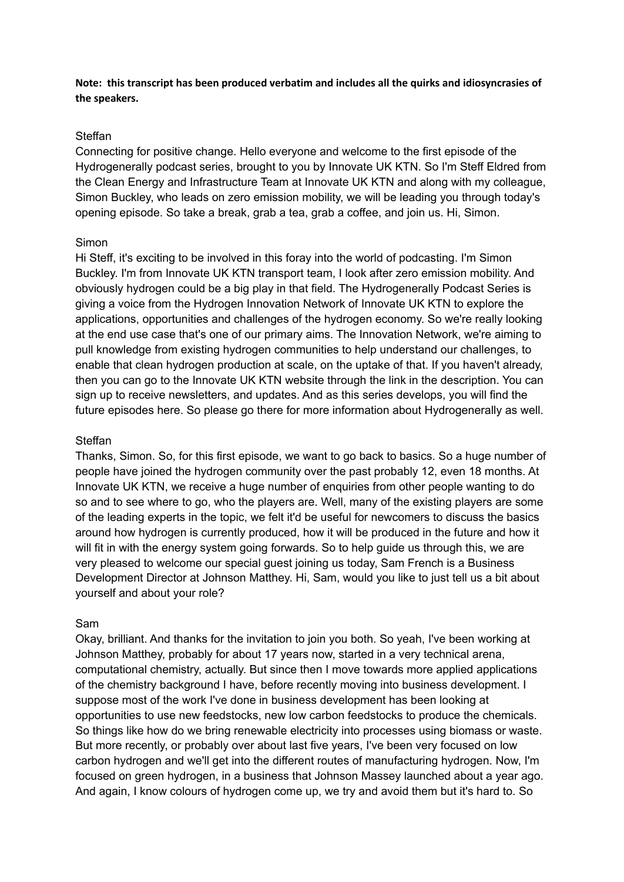**Note: this transcript has been produced verbatim and includes all the quirks and idiosyncrasies of the speakers.**

Steffan
Connecting for positive change. Hello everyone and welcome to the first episode of the Hydrogenerally podcast series, brought to you by Innovate UK KTN. So I'm Steff Eldred from the Clean Energy and Infrastructure Team at Innovate UK KTN and along with my colleague, Simon Buckley, who leads on zero emission mobility, we will be leading you through today's opening episode. So take a break, grab a tea, grab a coffee, and join us. Hi, Simon.

Simon
Hi Steff, it's exciting to be involved in this foray into the world of podcasting. I'm Simon Buckley. I'm from Innovate UK KTN transport team, I look after zero emission mobility. And obviously hydrogen could be a big play in that field. The Hydrogenerally Podcast Series is giving a voice from the Hydrogen Innovation Network of Innovate UK KTN to explore the applications, opportunities and challenges of the hydrogen economy. So we're really looking at the end use case that's one of our primary aims. The Innovation Network, we're aiming to pull knowledge from existing hydrogen communities to help understand our challenges, to enable that clean hydrogen production at scale, on the uptake of that. If you haven't already, then you can go to the Innovate UK KTN website through the link in the description. You can sign up to receive newsletters, and updates. And as this series develops, you will find the future episodes here. So please go there for more information about Hydrogenerally as well.

Steffan
Thanks, Simon. So, for this first episode, we want to go back to basics. So a huge number of people have joined the hydrogen community over the past probably 12, even 18 months. At Innovate UK KTN, we receive a huge number of enquiries from other people wanting to do so and to see where to go, who the players are. Well, many of the existing players are some of the leading experts in the topic, we felt it'd be useful for newcomers to discuss the basics around how hydrogen is currently produced, how it will be produced in the future and how it will fit in with the energy system going forwards. So to help guide us through this, we are very pleased to welcome our special guest joining us today, Sam French is a Business Development Director at Johnson Matthey. Hi, Sam, would you like to just tell us a bit about yourself and about your role?

Sam
Okay, brilliant. And thanks for the invitation to join you both. So yeah, I've been working at Johnson Matthey, probably for about 17 years now, started in a very technical arena, computational chemistry, actually. But since then I move towards more applied applications of the chemistry background I have, before recently moving into business development. I suppose most of the work I've done in business development has been looking at opportunities to use new feedstocks, new low carbon feedstocks to produce the chemicals. So things like how do we bring renewable electricity into processes using biomass or waste. But more recently, or probably over about last five years, I've been very focused on low carbon hydrogen and we'll get into the different routes of manufacturing hydrogen. Now, I'm focused on green hydrogen, in a business that Johnson Massey launched about a year ago. And again, I know colours of hydrogen come up, we try and avoid them but it's hard to. So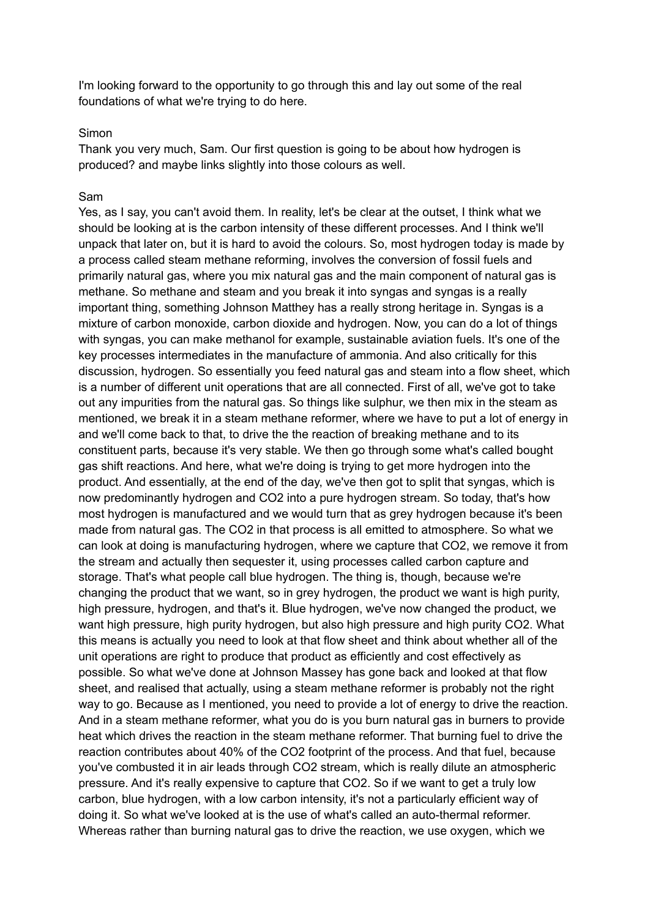I'm looking forward to the opportunity to go through this and lay out some of the real foundations of what we're trying to do here.

Simon
Thank you very much, Sam. Our first question is going to be about how hydrogen is produced? and maybe links slightly into those colours as well.

Sam
Yes, as I say, you can't avoid them. In reality, let's be clear at the outset, I think what we should be looking at is the carbon intensity of these different processes. And I think we'll unpack that later on, but it is hard to avoid the colours. So, most hydrogen today is made by a process called steam methane reforming, involves the conversion of fossil fuels and primarily natural gas, where you mix natural gas and the main component of natural gas is methane. So methane and steam and you break it into syngas and syngas is a really important thing, something Johnson Matthey has a really strong heritage in. Syngas is a mixture of carbon monoxide, carbon dioxide and hydrogen. Now, you can do a lot of things with syngas, you can make methanol for example, sustainable aviation fuels. It's one of the key processes intermediates in the manufacture of ammonia. And also critically for this discussion, hydrogen. So essentially you feed natural gas and steam into a flow sheet, which is a number of different unit operations that are all connected. First of all, we've got to take out any impurities from the natural gas. So things like sulphur, we then mix in the steam as mentioned, we break it in a steam methane reformer, where we have to put a lot of energy in and we'll come back to that, to drive the the reaction of breaking methane and to its constituent parts, because it's very stable. We then go through some what's called bought gas shift reactions. And here, what we're doing is trying to get more hydrogen into the product. And essentially, at the end of the day, we've then got to split that syngas, which is now predominantly hydrogen and CO2 into a pure hydrogen stream. So today, that's how most hydrogen is manufactured and we would turn that as grey hydrogen because it's been made from natural gas. The CO2 in that process is all emitted to atmosphere. So what we can look at doing is manufacturing hydrogen, where we capture that CO2, we remove it from the stream and actually then sequester it, using processes called carbon capture and storage. That's what people call blue hydrogen. The thing is, though, because we're changing the product that we want, so in grey hydrogen, the product we want is high purity, high pressure, hydrogen, and that's it. Blue hydrogen, we've now changed the product, we want high pressure, high purity hydrogen, but also high pressure and high purity CO2. What this means is actually you need to look at that flow sheet and think about whether all of the unit operations are right to produce that product as efficiently and cost effectively as possible. So what we've done at Johnson Massey has gone back and looked at that flow sheet, and realised that actually, using a steam methane reformer is probably not the right way to go. Because as I mentioned, you need to provide a lot of energy to drive the reaction. And in a steam methane reformer, what you do is you burn natural gas in burners to provide heat which drives the reaction in the steam methane reformer. That burning fuel to drive the reaction contributes about 40% of the CO2 footprint of the process. And that fuel, because you've combusted it in air leads through CO2 stream, which is really dilute an atmospheric pressure. And it's really expensive to capture that CO2. So if we want to get a truly low carbon, blue hydrogen, with a low carbon intensity, it's not a particularly efficient way of doing it. So what we've looked at is the use of what's called an auto-thermal reformer. Whereas rather than burning natural gas to drive the reaction, we use oxygen, which we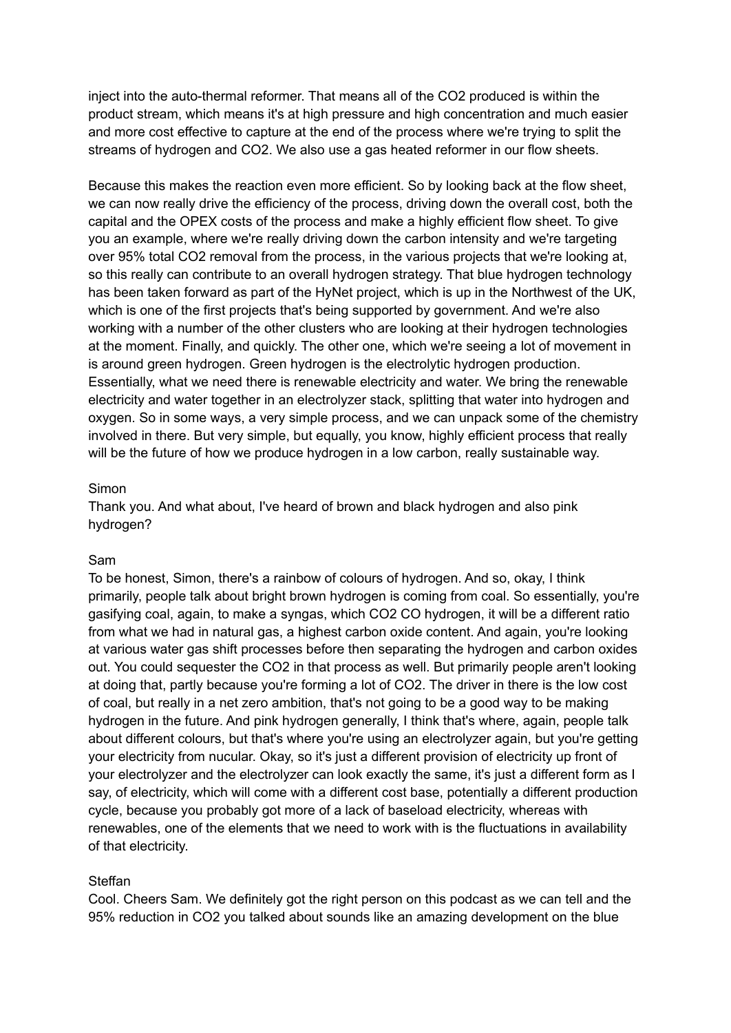inject into the auto-thermal reformer. That means all of the $CO_2$ produced is within the product stream, which means it's at high pressure and high concentration and much easier and more cost effective to capture at the end of the process where we're trying to split the streams of hydrogen and $CO_2$. We also use a gas heated reformer in our flow sheets.

Because this makes the reaction even more efficient. So by looking back at the flow sheet, we can now really drive the efficiency of the process, driving down the overall cost, both the capital and the OPEX costs of the process and make a highly efficient flow sheet. To give you an example, where we're really driving down the carbon intensity and we're targeting over 95% total $CO_2$ removal from the process, in the various projects that we're looking at, so this really can contribute to an overall hydrogen strategy. That blue hydrogen technology has been taken forward as part of the HyNet project, which is up in the Northwest of the UK, which is one of the first projects that's being supported by government. And we're also working with a number of the other clusters who are looking at their hydrogen technologies at the moment. Finally, and quickly. The other one, which we're seeing a lot of movement in is around green hydrogen. Green hydrogen is the electrolytic hydrogen production. Essentially, what we need there is renewable electricity and water. We bring the renewable electricity and water together in an electrolyzer stack, splitting that water into hydrogen and oxygen. So in some ways, a very simple process, and we can unpack some of the chemistry involved in there. But very simple, but equally, you know, highly efficient process that really will be the future of how we produce hydrogen in a low carbon, really sustainable way.

Simon
Thank you. And what about, I've heard of brown and black hydrogen and also pink hydrogen?

Sam
To be honest, Simon, there's a rainbow of colours of hydrogen. And so, okay, I think primarily, people talk about bright brown hydrogen is coming from coal. So essentially, you're gasifying coal, again, to make a syngas, which $CO_2$ CO hydrogen, it will be a different ratio from what we had in natural gas, a highest carbon oxide content. And again, you're looking at various water gas shift processes before then separating the hydrogen and carbon oxides out. You could sequester the $CO_2$ in that process as well. But primarily people aren't looking at doing that, partly because you're forming a lot of $CO_2$. The driver in there is the low cost of coal, but really in a net zero ambition, that's not going to be a good way to be making hydrogen in the future. And pink hydrogen generally, I think that's where, again, people talk about different colours, but that's where you're using an electrolyzer again, but you're getting your electricity from nucular. Okay, so it's just a different provision of electricity up front of your electrolyzer and the electrolyzer can look exactly the same, it's just a different form as I say, of electricity, which will come with a different cost base, potentially a different production cycle, because you probably got more of a lack of baseload electricity, whereas with renewables, one of the elements that we need to work with is the fluctuations in availability of that electricity.

Steffan
Cool. Cheers Sam. We definitely got the right person on this podcast as we can tell and the 95% reduction in $CO_2$ you talked about sounds like an amazing development on the blue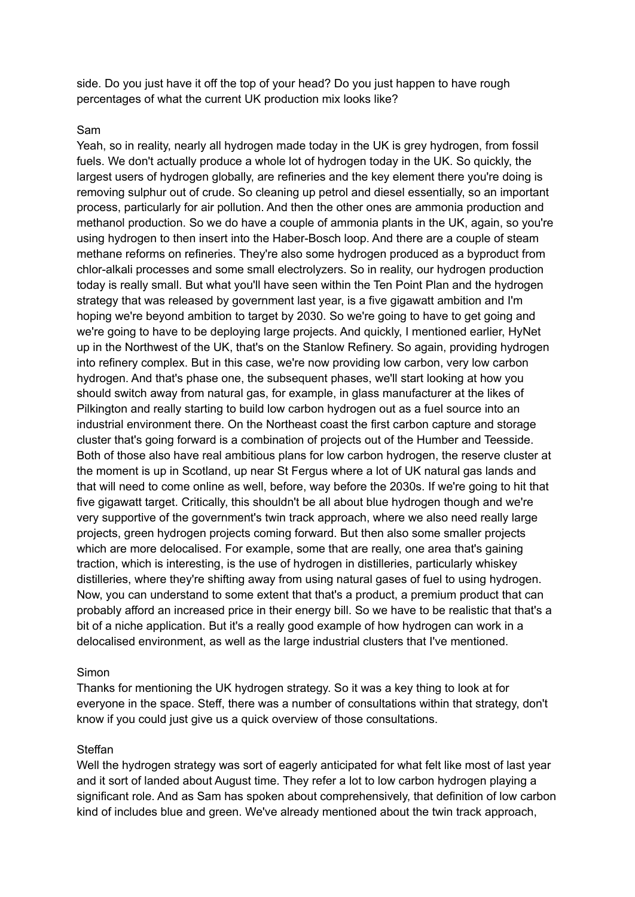side. Do you just have it off the top of your head? Do you just happen to have rough percentages of what the current UK production mix looks like?

Sam

Yeah, so in reality, nearly all hydrogen made today in the UK is grey hydrogen, from fossil fuels. We don't actually produce a whole lot of hydrogen today in the UK. So quickly, the largest users of hydrogen globally, are refineries and the key element there you're doing is removing sulphur out of crude. So cleaning up petrol and diesel essentially, so an important process, particularly for air pollution. And then the other ones are ammonia production and methanol production. So we do have a couple of ammonia plants in the UK, again, so you're using hydrogen to then insert into the Haber-Bosch loop. And there are a couple of steam methane reforms on refineries. They're also some hydrogen produced as a byproduct from chlor-alkali processes and some small electrolyzers. So in reality, our hydrogen production today is really small. But what you'll have seen within the Ten Point Plan and the hydrogen strategy that was released by government last year, is a five gigawatt ambition and I'm hoping we're beyond ambition to target by 2030. So we're going to have to get going and we're going to have to be deploying large projects. And quickly, I mentioned earlier, HyNet up in the Northwest of the UK, that's on the Stanlow Refinery. So again, providing hydrogen into refinery complex. But in this case, we're now providing low carbon, very low carbon hydrogen. And that's phase one, the subsequent phases, we'll start looking at how you should switch away from natural gas, for example, in glass manufacturer at the likes of Pilkington and really starting to build low carbon hydrogen out as a fuel source into an industrial environment there. On the Northeast coast the first carbon capture and storage cluster that's going forward is a combination of projects out of the Humber and Teesside. Both of those also have real ambitious plans for low carbon hydrogen, the reserve cluster at the moment is up in Scotland, up near St Fergus where a lot of UK natural gas lands and that will need to come online as well, before, way before the 2030s. If we're going to hit that five gigawatt target. Critically, this shouldn't be all about blue hydrogen though and we're very supportive of the government's twin track approach, where we also need really large projects, green hydrogen projects coming forward. But then also some smaller projects which are more delocalised. For example, some that are really, one area that's gaining traction, which is interesting, is the use of hydrogen in distilleries, particularly whiskey distilleries, where they're shifting away from using natural gases of fuel to using hydrogen. Now, you can understand to some extent that that's a product, a premium product that can probably afford an increased price in their energy bill. So we have to be realistic that that's a bit of a niche application. But it's a really good example of how hydrogen can work in a delocalised environment, as well as the large industrial clusters that I've mentioned.

Simon

Thanks for mentioning the UK hydrogen strategy. So it was a key thing to look at for everyone in the space. Steff, there was a number of consultations within that strategy, don't know if you could just give us a quick overview of those consultations.

Steffan

Well the hydrogen strategy was sort of eagerly anticipated for what felt like most of last year and it sort of landed about August time. They refer a lot to low carbon hydrogen playing a significant role. And as Sam has spoken about comprehensively, that definition of low carbon kind of includes blue and green. We've already mentioned about the twin track approach,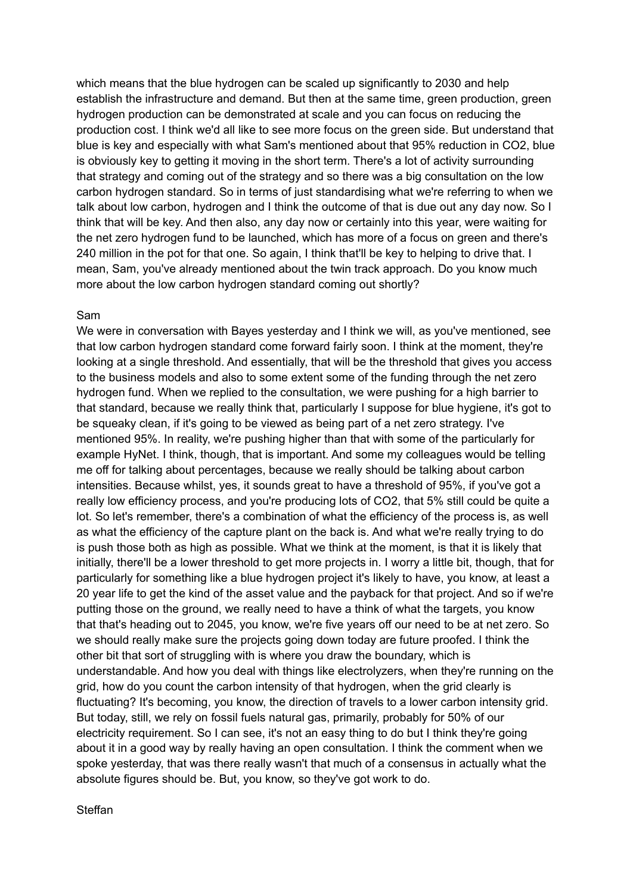which means that the blue hydrogen can be scaled up significantly to 2030 and help establish the infrastructure and demand. But then at the same time, green production, green hydrogen production can be demonstrated at scale and you can focus on reducing the production cost. I think we'd all like to see more focus on the green side. But understand that blue is key and especially with what Sam's mentioned about that 95% reduction in $CO_2$, blue is obviously key to getting it moving in the short term. There's a lot of activity surrounding that strategy and coming out of the strategy and so there was a big consultation on the low carbon hydrogen standard. So in terms of just standardising what we're referring to when we talk about low carbon, hydrogen and I think the outcome of that is due out any day now. So I think that will be key. And then also, any day now or certainly into this year, were waiting for the net zero hydrogen fund to be launched, which has more of a focus on green and there's 240 million in the pot for that one. So again, I think that'll be key to helping to drive that. I mean, Sam, you've already mentioned about the twin track approach. Do you know much more about the low carbon hydrogen standard coming out shortly?

Sam

We were in conversation with Bayes yesterday and I think we will, as you've mentioned, see that low carbon hydrogen standard come forward fairly soon. I think at the moment, they're looking at a single threshold. And essentially, that will be the threshold that gives you access to the business models and also to some extent some of the funding through the net zero hydrogen fund. When we replied to the consultation, we were pushing for a high barrier to that standard, because we really think that, particularly I suppose for blue hygiene, it's got to be squeaky clean, if it's going to be viewed as being part of a net zero strategy. I've mentioned 95%. In reality, we're pushing higher than that with some of the particularly for example HyNet. I think, though, that is important. And some my colleagues would be telling me off for talking about percentages, because we really should be talking about carbon intensities. Because whilst, yes, it sounds great to have a threshold of 95%, if you've got a really low efficiency process, and you're producing lots of $CO_2$, that 5% still could be quite a lot. So let's remember, there's a combination of what the efficiency of the process is, as well as what the efficiency of the capture plant on the back is. And what we're really trying to do is push those both as high as possible. What we think at the moment, is that it is likely that initially, there'll be a lower threshold to get more projects in. I worry a little bit, though, that for particularly for something like a blue hydrogen project it's likely to have, you know, at least a 20 year life to get the kind of the asset value and the payback for that project. And so if we're putting those on the ground, we really need to have a think of what the targets, you know that that's heading out to 2045, you know, we're five years off our need to be at net zero. So we should really make sure the projects going down today are future proofed. I think the other bit that sort of struggling with is where you draw the boundary, which is understandable. And how you deal with things like electrolyzers, when they're running on the grid, how do you count the carbon intensity of that hydrogen, when the grid clearly is fluctuating? It's becoming, you know, the direction of travels to a lower carbon intensity grid. But today, still, we rely on fossil fuels natural gas, primarily, probably for 50% of our electricity requirement. So I can see, it's not an easy thing to do but I think they're going about it in a good way by really having an open consultation. I think the comment when we spoke yesterday, that was there really wasn't that much of a consensus in actually what the absolute figures should be. But, you know, so they've got work to do.

Steffan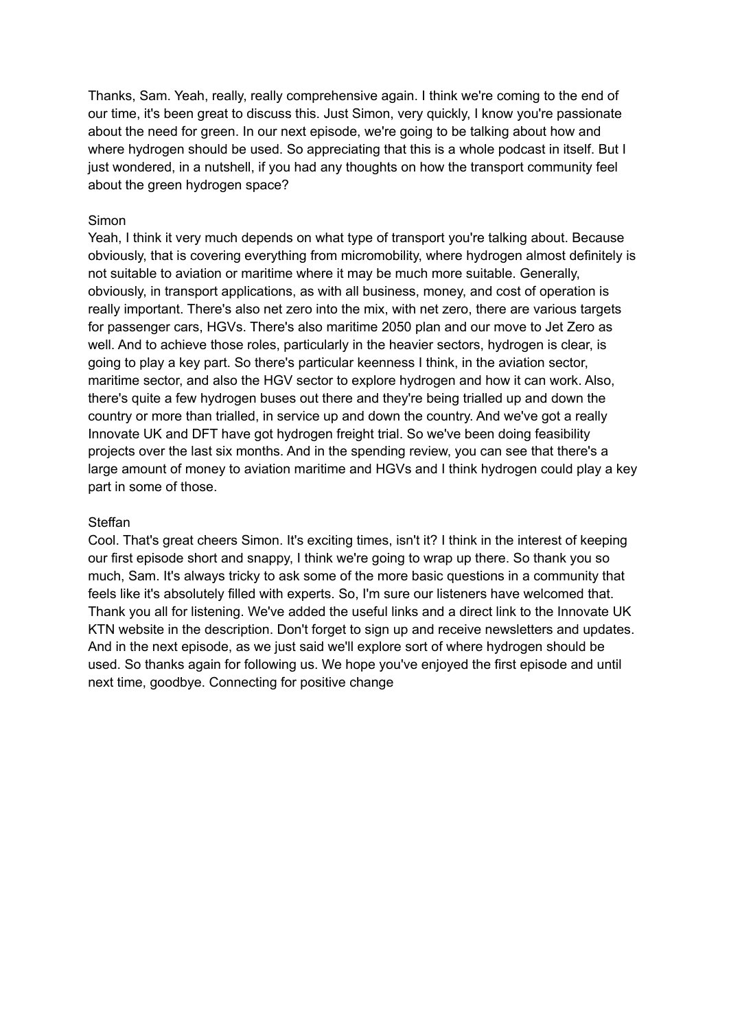Thanks, Sam. Yeah, really, really comprehensive again. I think we're coming to the end of our time, it's been great to discuss this. Just Simon, very quickly, I know you're passionate about the need for green. In our next episode, we're going to be talking about how and where hydrogen should be used. So appreciating that this is a whole podcast in itself. But I just wondered, in a nutshell, if you had any thoughts on how the transport community feel about the green hydrogen space?

Simon
Yeah, I think it very much depends on what type of transport you're talking about. Because obviously, that is covering everything from micromobility, where hydrogen almost definitely is not suitable to aviation or maritime where it may be much more suitable. Generally, obviously, in transport applications, as with all business, money, and cost of operation is really important. There's also net zero into the mix, with net zero, there are various targets for passenger cars, HGVs. There's also maritime 2050 plan and our move to Jet Zero as well. And to achieve those roles, particularly in the heavier sectors, hydrogen is clear, is going to play a key part. So there's particular keenness I think, in the aviation sector, maritime sector, and also the HGV sector to explore hydrogen and how it can work. Also, there's quite a few hydrogen buses out there and they're being trialled up and down the country or more than trialled, in service up and down the country. And we've got a really Innovate UK and DFT have got hydrogen freight trial. So we've been doing feasibility projects over the last six months. And in the spending review, you can see that there's a large amount of money to aviation maritime and HGVs and I think hydrogen could play a key part in some of those.

Steffan
Cool. That's great cheers Simon. It's exciting times, isn't it? I think in the interest of keeping our first episode short and snappy, I think we're going to wrap up there. So thank you so much, Sam. It's always tricky to ask some of the more basic questions in a community that feels like it's absolutely filled with experts. So, I'm sure our listeners have welcomed that. Thank you all for listening. We've added the useful links and a direct link to the Innovate UK KTN website in the description. Don't forget to sign up and receive newsletters and updates. And in the next episode, as we just said we'll explore sort of where hydrogen should be used. So thanks again for following us. We hope you've enjoyed the first episode and until next time, goodbye. Connecting for positive change